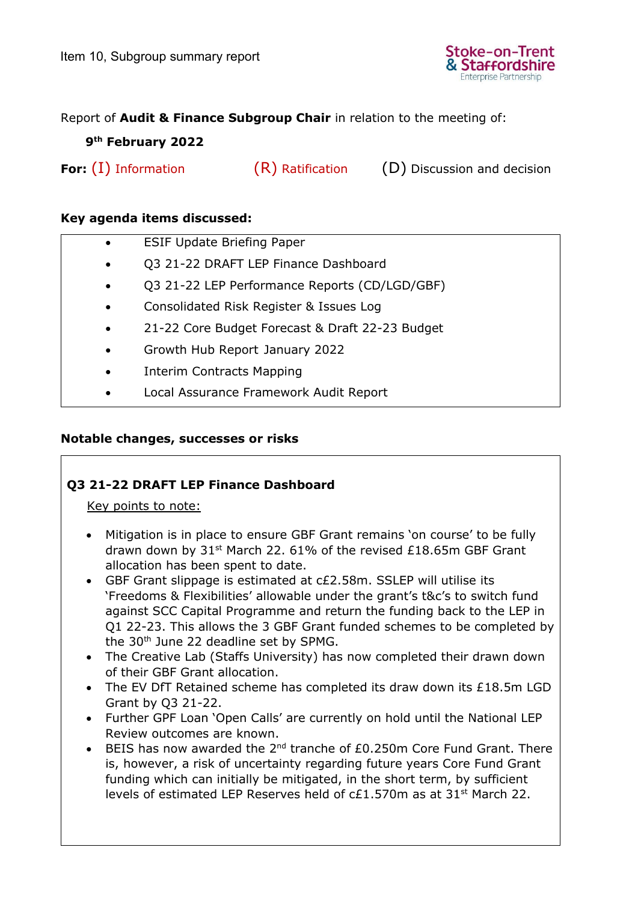Item 10, Subgroup summary report

Stoke-on-Trent & Staffordshire Enterprise Partnership

Report of **Audit & Finance Subgroup Chair** in relation to the meeting of:

**9th February 2022**

**For:** (I) Information (R) Ratification (D) Discussion and decision

**Key agenda items discussed:**

- ESIF Update Briefing Paper
- Q3 21-22 DRAFT LEP Finance Dashboard
- Q3 21-22 LEP Performance Reports (CD/LGD/GBF)
- Consolidated Risk Register & Issues Log
- 21-22 Core Budget Forecast & Draft 22-23 Budget
- Growth Hub Report January 2022
- Interim Contracts Mapping
- Local Assurance Framework Audit Report

**Notable changes, successes or risks**

**Q3 21-22 DRAFT LEP Finance Dashboard**

Key points to note:

- Mitigation is in place to ensure GBF Grant remains 'on course' to be fully drawn down by 31st March 22. 61% of the revised £18.65m GBF Grant allocation has been spent to date.
- GBF Grant slippage is estimated at c£2.58m. SSLEP will utilise its 'Freedoms & Flexibilities' allowable under the grant's t&c's to switch fund against SCC Capital Programme and return the funding back to the LEP in Q1 22-23. This allows the 3 GBF Grant funded schemes to be completed by the 30th June 22 deadline set by SPMG.
- The Creative Lab (Staffs University) has now completed their drawn down of their GBF Grant allocation.
- The EV DfT Retained scheme has completed its draw down its £18.5m LGD Grant by Q3 21-22.
- Further GPF Loan 'Open Calls' are currently on hold until the National LEP Review outcomes are known.
- BEIS has now awarded the 2nd tranche of £0.250m Core Fund Grant. There is, however, a risk of uncertainty regarding future years Core Fund Grant funding which can initially be mitigated, in the short term, by sufficient levels of estimated LEP Reserves held of c£1.570m as at 31st March 22.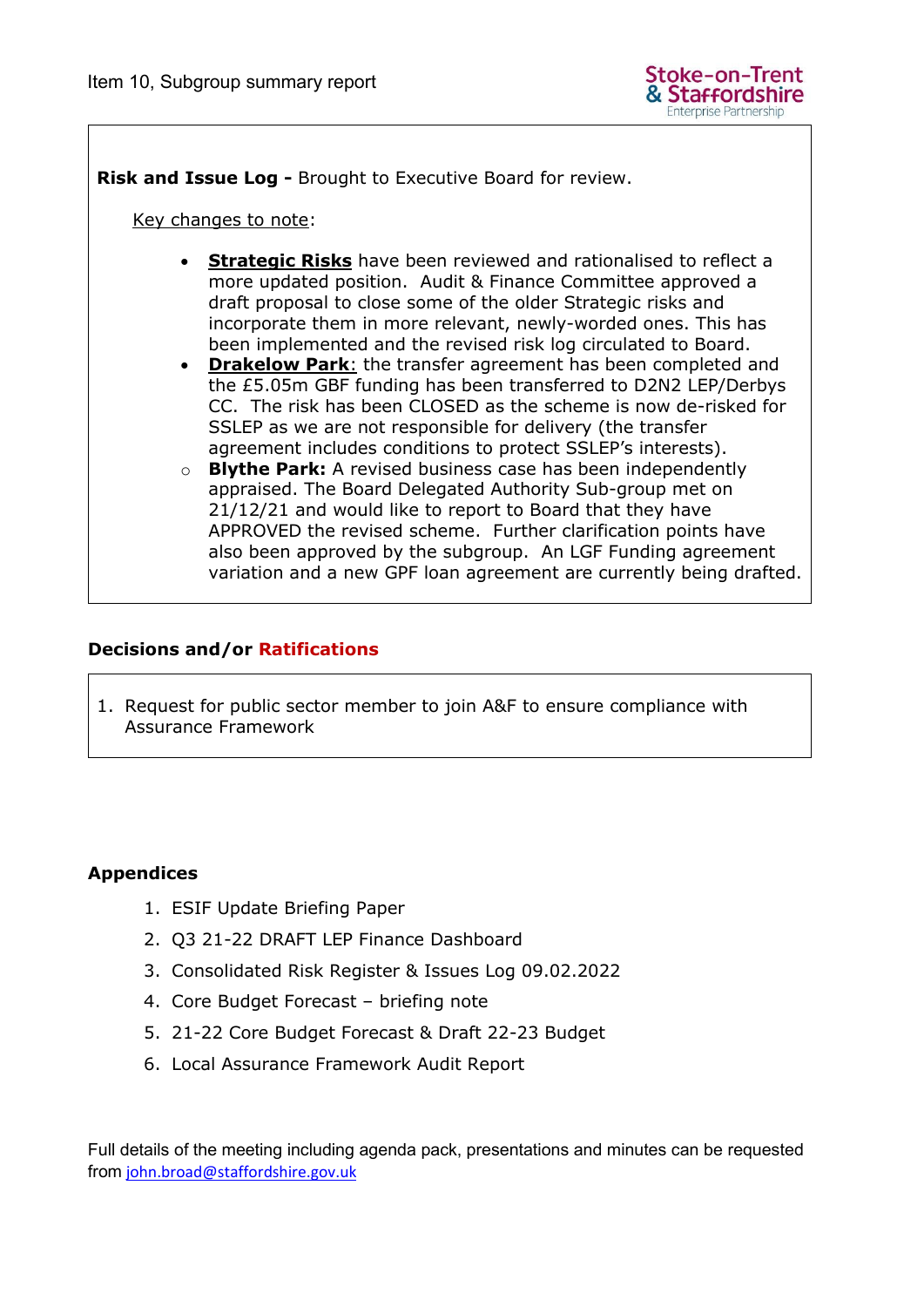Item 10, Subgroup summary report

**Risk and Issue Log -** Brought to Executive Board for review.

Key changes to note:

- **Strategic Risks** have been reviewed and rationalised to reflect a more updated position. Audit & Finance Committee approved a draft proposal to close some of the older Strategic risks and incorporate them in more relevant, newly-worded ones. This has been implemented and the revised risk log circulated to Board.
- **Drakelow Park**: the transfer agreement has been completed and the £5.05m GBF funding has been transferred to D2N2 LEP/Derbys CC. The risk has been CLOSED as the scheme is now de-risked for SSLEP as we are not responsible for delivery (the transfer agreement includes conditions to protect SSLEP's interests).
   - **Blythe Park:** A revised business case has been independently appraised. The Board Delegated Authority Sub-group met on 21/12/21 and would like to report to Board that they have APPROVED the revised scheme. Further clarification points have also been approved by the subgroup. An LGF Funding agreement variation and a new GPF loan agreement are currently being drafted.

## Decisions and/or Ratifications

1. Request for public sector member to join A&F to ensure compliance with Assurance Framework

## Appendices

1. ESIF Update Briefing Paper
2. Q3 21-22 DRAFT LEP Finance Dashboard
3. Consolidated Risk Register & Issues Log 09.02.2022
4. Core Budget Forecast – briefing note
5. 21-22 Core Budget Forecast & Draft 22-23 Budget
6. Local Assurance Framework Audit Report

Full details of the meeting including agenda pack, presentations and minutes can be requested from john.broad@staffordshire.gov.uk